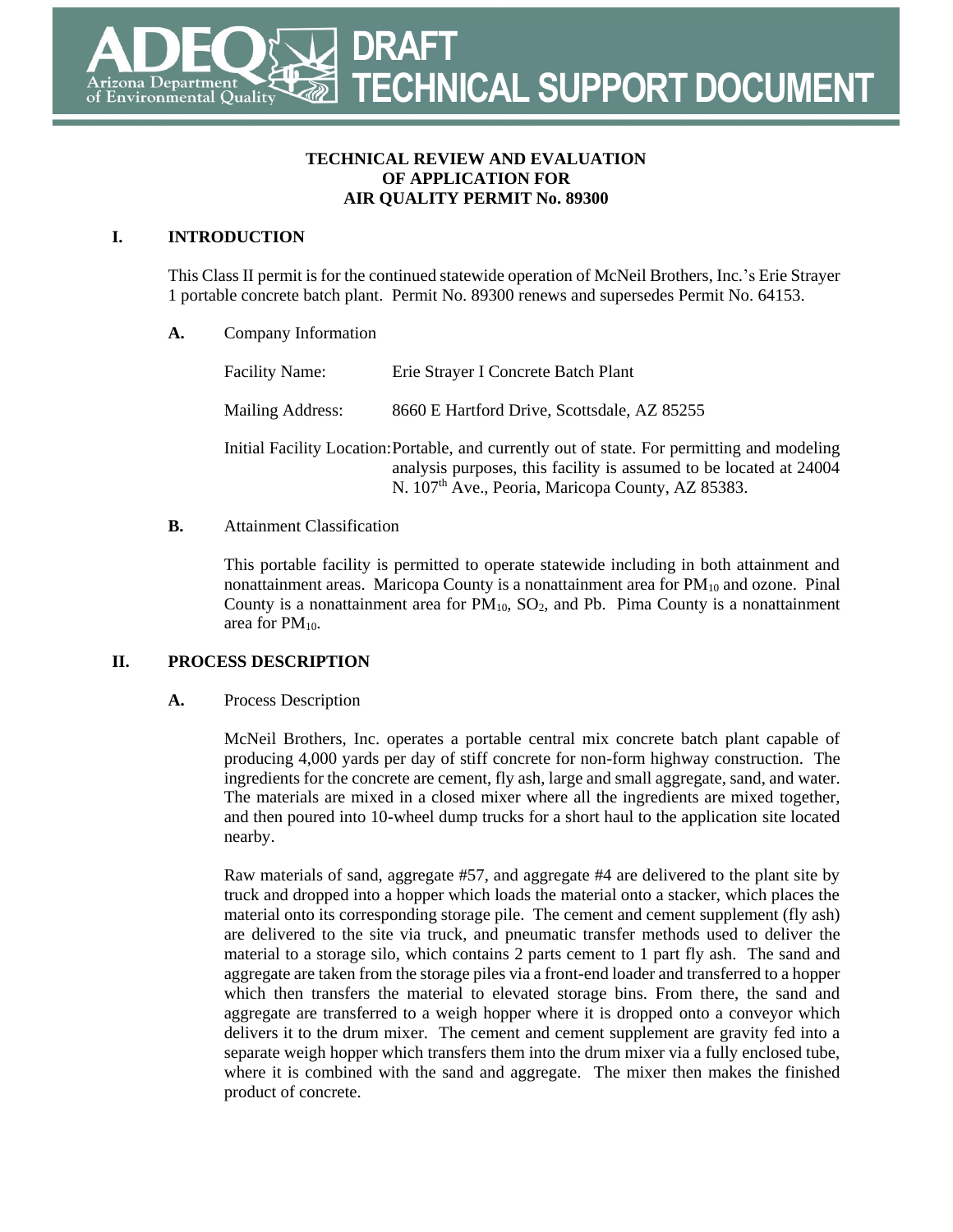# DRAFT TECHNICAL SUPPORT DOCUMENT

**TECHNICAL REVIEW AND EVALUATION**
**OF APPLICATION FOR**
**AIR QUALITY PERMIT No. 89300**

## I. INTRODUCTION

This Class II permit is for the continued statewide operation of McNeil Brothers, Inc.'s Erie Strayer 1 portable concrete batch plant. Permit No. 89300 renews and supersedes Permit No. 64153.

### A. Company Information

Facility Name: Erie Strayer I Concrete Batch Plant

Mailing Address: 8660 E Hartford Drive, Scottsdale, AZ 85255

Initial Facility Location: Portable, and currently out of state. For permitting and modeling analysis purposes, this facility is assumed to be located at 24004 N. 107th Ave., Peoria, Maricopa County, AZ 85383.

### B. Attainment Classification

This portable facility is permitted to operate statewide including in both attainment and nonattainment areas. Maricopa County is a nonattainment area for $PM_{10}$ and ozone. Pinal County is a nonattainment area for $PM_{10}$, $SO_2$, and Pb. Pima County is a nonattainment area for $PM_{10}$.

## II. PROCESS DESCRIPTION

### A. Process Description

McNeil Brothers, Inc. operates a portable central mix concrete batch plant capable of producing 4,000 yards per day of stiff concrete for non-form highway construction. The ingredients for the concrete are cement, fly ash, large and small aggregate, sand, and water. The materials are mixed in a closed mixer where all the ingredients are mixed together, and then poured into 10-wheel dump trucks for a short haul to the application site located nearby.

Raw materials of sand, aggregate #57, and aggregate #4 are delivered to the plant site by truck and dropped into a hopper which loads the material onto a stacker, which places the material onto its corresponding storage pile. The cement and cement supplement (fly ash) are delivered to the site via truck, and pneumatic transfer methods used to deliver the material to a storage silo, which contains 2 parts cement to 1 part fly ash. The sand and aggregate are taken from the storage piles via a front-end loader and transferred to a hopper which then transfers the material to elevated storage bins. From there, the sand and aggregate are transferred to a weigh hopper where it is dropped onto a conveyor which delivers it to the drum mixer. The cement and cement supplement are gravity fed into a separate weigh hopper which transfers them into the drum mixer via a fully enclosed tube, where it is combined with the sand and aggregate. The mixer then makes the finished product of concrete.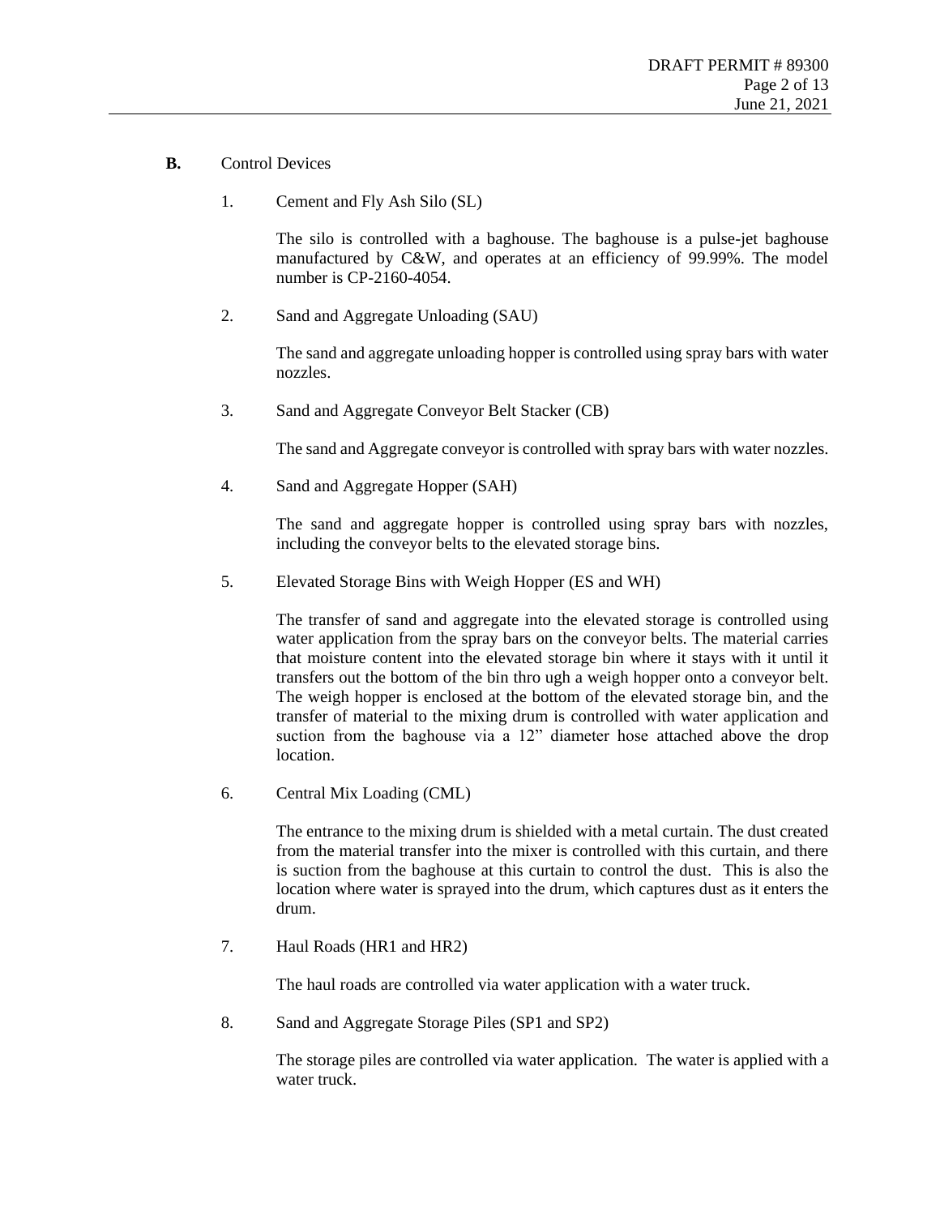**B.** Control Devices

1. Cement and Fly Ash Silo (SL)

   The silo is controlled with a baghouse. The baghouse is a pulse-jet baghouse manufactured by C&W, and operates at an efficiency of 99.99%. The model number is CP-2160-4054.

2. Sand and Aggregate Unloading (SAU)

   The sand and aggregate unloading hopper is controlled using spray bars with water nozzles.

3. Sand and Aggregate Conveyor Belt Stacker (CB)

   The sand and Aggregate conveyor is controlled with spray bars with water nozzles.

4. Sand and Aggregate Hopper (SAH)

   The sand and aggregate hopper is controlled using spray bars with nozzles, including the conveyor belts to the elevated storage bins.

5. Elevated Storage Bins with Weigh Hopper (ES and WH)

   The transfer of sand and aggregate into the elevated storage is controlled using water application from the spray bars on the conveyor belts. The material carries that moisture content into the elevated storage bin where it stays with it until it transfers out the bottom of the bin thro ugh a weigh hopper onto a conveyor belt. The weigh hopper is enclosed at the bottom of the elevated storage bin, and the transfer of material to the mixing drum is controlled with water application and suction from the baghouse via a 12" diameter hose attached above the drop location.

6. Central Mix Loading (CML)

   The entrance to the mixing drum is shielded with a metal curtain. The dust created from the material transfer into the mixer is controlled with this curtain, and there is suction from the baghouse at this curtain to control the dust. This is also the location where water is sprayed into the drum, which captures dust as it enters the drum.

7. Haul Roads (HR1 and HR2)

   The haul roads are controlled via water application with a water truck.

8. Sand and Aggregate Storage Piles (SP1 and SP2)

   The storage piles are controlled via water application. The water is applied with a water truck.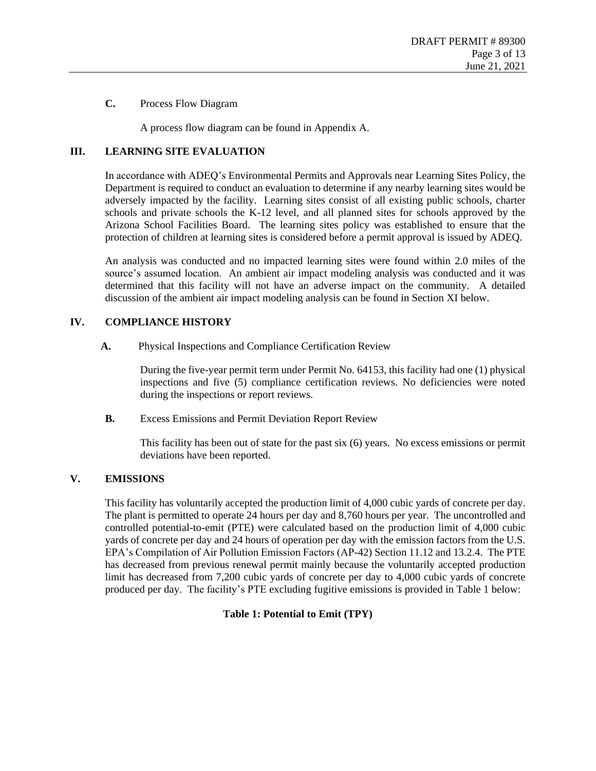**C.** Process Flow Diagram

A process flow diagram can be found in Appendix A.

## III. LEARNING SITE EVALUATION

In accordance with ADEQ's Environmental Permits and Approvals near Learning Sites Policy, the Department is required to conduct an evaluation to determine if any nearby learning sites would be adversely impacted by the facility. Learning sites consist of all existing public schools, charter schools and private schools the K-12 level, and all planned sites for schools approved by the Arizona School Facilities Board. The learning sites policy was established to ensure that the protection of children at learning sites is considered before a permit approval is issued by ADEQ.

An analysis was conducted and no impacted learning sites were found within 2.0 miles of the source's assumed location. An ambient air impact modeling analysis was conducted and it was determined that this facility will not have an adverse impact on the community. A detailed discussion of the ambient air impact modeling analysis can be found in Section XI below.

## IV. COMPLIANCE HISTORY

**A.** Physical Inspections and Compliance Certification Review

During the five-year permit term under Permit No. 64153, this facility had one (1) physical inspections and five (5) compliance certification reviews. No deficiencies were noted during the inspections or report reviews.

**B.** Excess Emissions and Permit Deviation Report Review

This facility has been out of state for the past six (6) years. No excess emissions or permit deviations have been reported.

## V. EMISSIONS

This facility has voluntarily accepted the production limit of 4,000 cubic yards of concrete per day. The plant is permitted to operate 24 hours per day and 8,760 hours per year. The uncontrolled and controlled potential-to-emit (PTE) were calculated based on the production limit of 4,000 cubic yards of concrete per day and 24 hours of operation per day with the emission factors from the U.S. EPA's Compilation of Air Pollution Emission Factors (AP-42) Section 11.12 and 13.2.4. The PTE has decreased from previous renewal permit mainly because the voluntarily accepted production limit has decreased from 7,200 cubic yards of concrete per day to 4,000 cubic yards of concrete produced per day. The facility's PTE excluding fugitive emissions is provided in Table 1 below:

**Table 1: Potential to Emit (TPY)**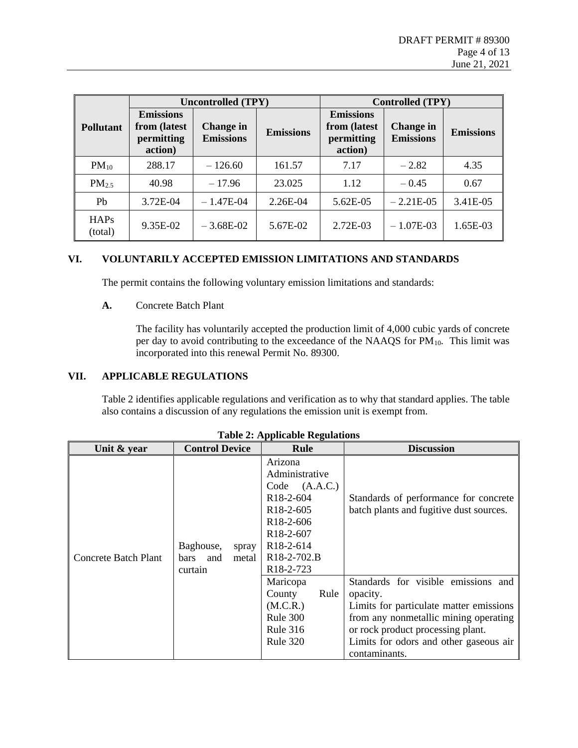| Pollutant | Uncontrolled (TPY) | | | Controlled (TPY) | | |
|---|---|---|---|---|---|---|
| | Emissions from (latest permitting action) | Change in Emissions | Emissions | Emissions from (latest permitting action) | Change in Emissions | Emissions |
| $PM_{10}$ | 288.17 | – 126.60 | 161.57 | 7.17 | – 2.82 | 4.35 |
| $PM_{2.5}$ | 40.98 | – 17.96 | 23.025 | 1.12 | – 0.45 | 0.67 |
| Pb | 3.72E-04 | – 1.47E-04 | 2.26E-04 | 5.62E-05 | – 2.21E-05 | 3.41E-05 |
| HAPs (total) | 9.35E-02 | – 3.68E-02 | 5.67E-02 | 2.72E-03 | – 1.07E-03 | 1.65E-03 |

## VI. VOLUNTARILY ACCEPTED EMISSION LIMITATIONS AND STANDARDS

The permit contains the following voluntary emission limitations and standards:

**A.** Concrete Batch Plant

The facility has voluntarily accepted the production limit of 4,000 cubic yards of concrete per day to avoid contributing to the exceedance of the NAAQS for $PM_{10}$. This limit was incorporated into this renewal Permit No. 89300.

## VII. APPLICABLE REGULATIONS

Table 2 identifies applicable regulations and verification as to why that standard applies. The table also contains a discussion of any regulations the emission unit is exempt from.

**Table 2: Applicable Regulations**

| Unit & year | Control Device | Rule | Discussion |
|---|---|---|---|
| Concrete Batch Plant | Baghouse, spray bars and metal curtain | Arizona Administrative Code (A.A.C.) R18-2-604 R18-2-605 R18-2-606 R18-2-607 R18-2-614 R18-2-702.B R18-2-723 | Standards of performance for concrete batch plants and fugitive dust sources. |
| | | Maricopa County Rule (M.C.R.) Rule 300 Rule 316 Rule 320 | Standards for visible emissions and opacity. Limits for particulate matter emissions from any nonmetallic mining operating or rock product processing plant. Limits for odors and other gaseous air contaminants. |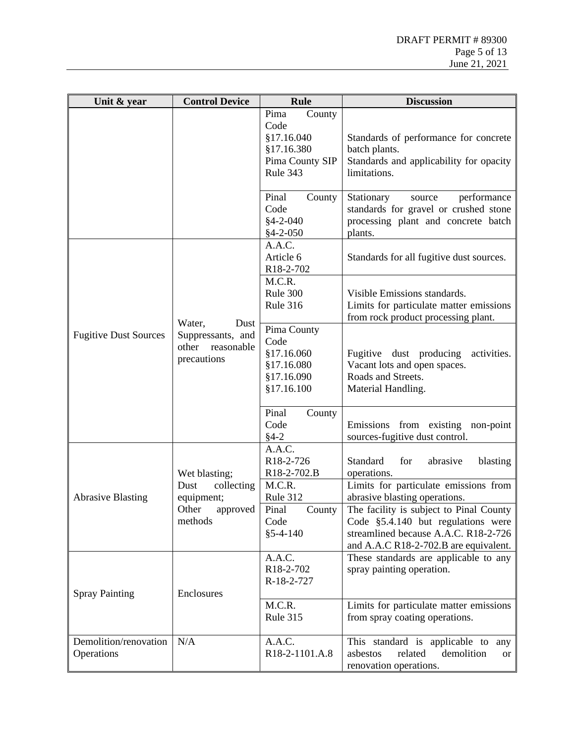| Unit & year | Control Device | Rule | Discussion |
|---|---|---|---|
| | | Pima County Code §17.16.040 §17.16.380 Pima County SIP Rule 343 | Standards of performance for concrete batch plants. Standards and applicability for opacity limitations. |
| | | Pinal County Code §4-2-040 §4-2-050 | Stationary source performance standards for gravel or crushed stone processing plant and concrete batch plants. |
| Fugitive Dust Sources | Water, Dust Suppressants, and other reasonable precautions | A.A.C. Article 6 R18-2-702 | Standards for all fugitive dust sources. |
| | | M.C.R. Rule 300 Rule 316 | Visible Emissions standards. Limits for particulate matter emissions from rock product processing plant. |
| | | Pima County Code §17.16.060 §17.16.080 §17.16.090 §17.16.100 | Fugitive dust producing activities. Vacant lots and open spaces. Roads and Streets. Material Handling. |
| | | Pinal County Code §4-2 | Emissions from existing non-point sources-fugitive dust control. |
| Abrasive Blasting | Wet blasting; Dust collecting equipment; Other approved methods | A.A.C. R18-2-726 R18-2-702.B | Standard for abrasive blasting operations. |
| | | M.C.R. Rule 312 | Limits for particulate emissions from abrasive blasting operations. |
| | | Pinal County Code §5-4-140 | The facility is subject to Pinal County Code §5.4.140 but regulations were streamlined because A.A.C. R18-2-726 and A.A.C R18-2-702.B are equivalent. |
| Spray Painting | Enclosures | A.A.C. R18-2-702 R-18-2-727 | These standards are applicable to any spray painting operation. |
| | | M.C.R. Rule 315 | Limits for particulate matter emissions from spray coating operations. |
| Demolition/renovation Operations | N/A | A.A.C. R18-2-1101.A.8 | This standard is applicable to any asbestos related demolition or renovation operations. |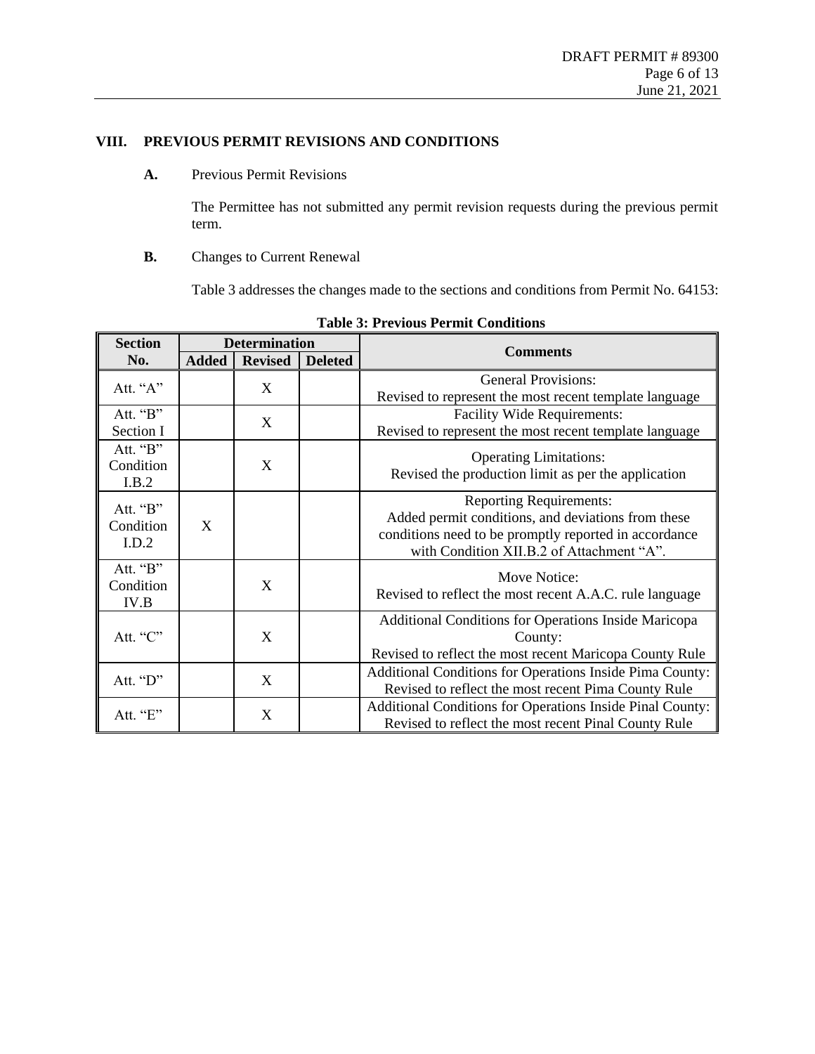## VIII. PREVIOUS PERMIT REVISIONS AND CONDITIONS

**A.** Previous Permit Revisions

The Permittee has not submitted any permit revision requests during the previous permit term.

**B.** Changes to Current Renewal

Table 3 addresses the changes made to the sections and conditions from Permit No. 64153:

**Table 3: Previous Permit Conditions**

| Section No. | Determination | | | Comments |
|---|---|---|---|---|
| | Added | Revised | Deleted | |
| Att. "A" | | X | | General Provisions: Revised to represent the most recent template language |
| Att. "B" Section I | | X | | Facility Wide Requirements: Revised to represent the most recent template language |
| Att. "B" Condition I.B.2 | | X | | Operating Limitations: Revised the production limit as per the application |
| Att. "B" Condition I.D.2 | X | | | Reporting Requirements: Added permit conditions, and deviations from these conditions need to be promptly reported in accordance with Condition XII.B.2 of Attachment "A". |
| Att. "B" Condition IV.B | | X | | Move Notice: Revised to reflect the most recent A.A.C. rule language |
| Att. "C" | | X | | Additional Conditions for Operations Inside Maricopa County: Revised to reflect the most recent Maricopa County Rule |
| Att. "D" | | X | | Additional Conditions for Operations Inside Pima County: Revised to reflect the most recent Pima County Rule |
| Att. "E" | | X | | Additional Conditions for Operations Inside Pinal County: Revised to reflect the most recent Pinal County Rule |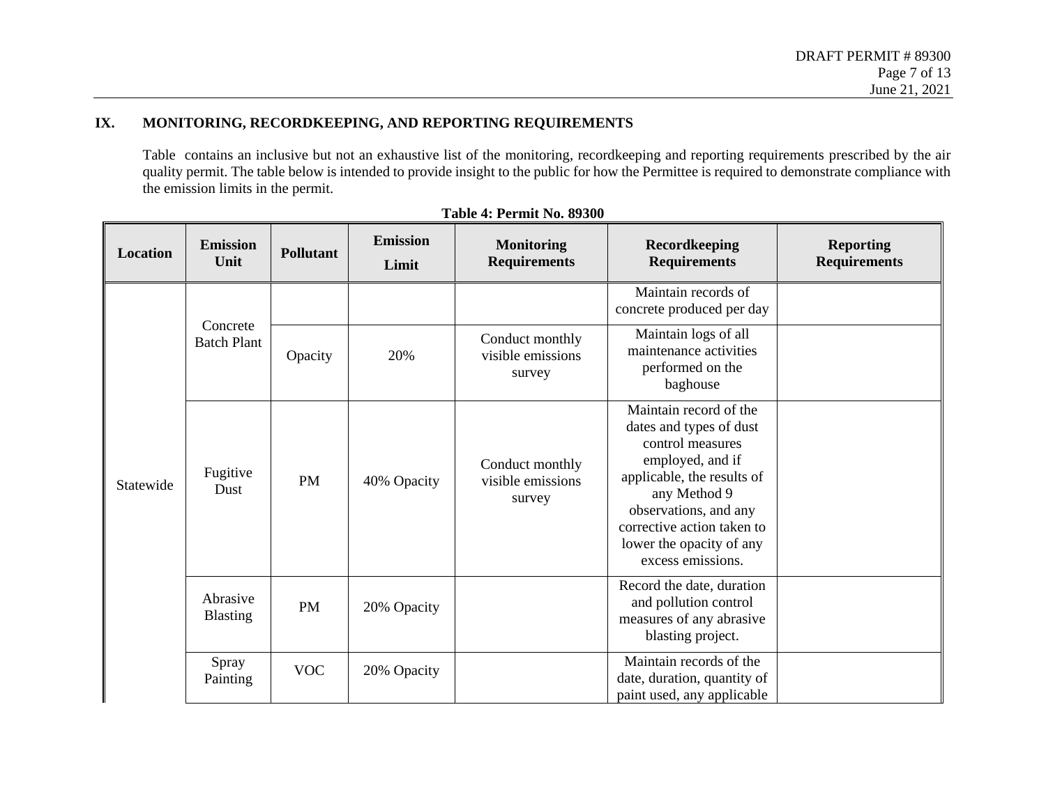## IX. MONITORING, RECORDKEEPING, AND REPORTING REQUIREMENTS

Table  contains an inclusive but not an exhaustive list of the monitoring, recordkeeping and reporting requirements prescribed by the air quality permit. The table below is intended to provide insight to the public for how the Permittee is required to demonstrate compliance with the emission limits in the permit.

**Table 4: Permit No. 89300**

| Location | Emission Unit | Pollutant | Emission Limit | Monitoring Requirements | Recordkeeping Requirements | Reporting Requirements |
|---|---|---|---|---|---|---|
| Statewide | Concrete Batch Plant | | | | Maintain records of concrete produced per day | |
| | | Opacity | 20% | Conduct monthly visible emissions survey | Maintain logs of all maintenance activities performed on the baghouse | |
| | Fugitive Dust | PM | 40% Opacity | Conduct monthly visible emissions survey | Maintain record of the dates and types of dust control measures employed, and if applicable, the results of any Method 9 observations, and any corrective action taken to lower the opacity of any excess emissions. | |
| | Abrasive Blasting | PM | 20% Opacity | | Record the date, duration and pollution control measures of any abrasive blasting project. | |
| | Spray Painting | VOC | 20% Opacity | | Maintain records of the date, duration, quantity of paint used, any applicable | |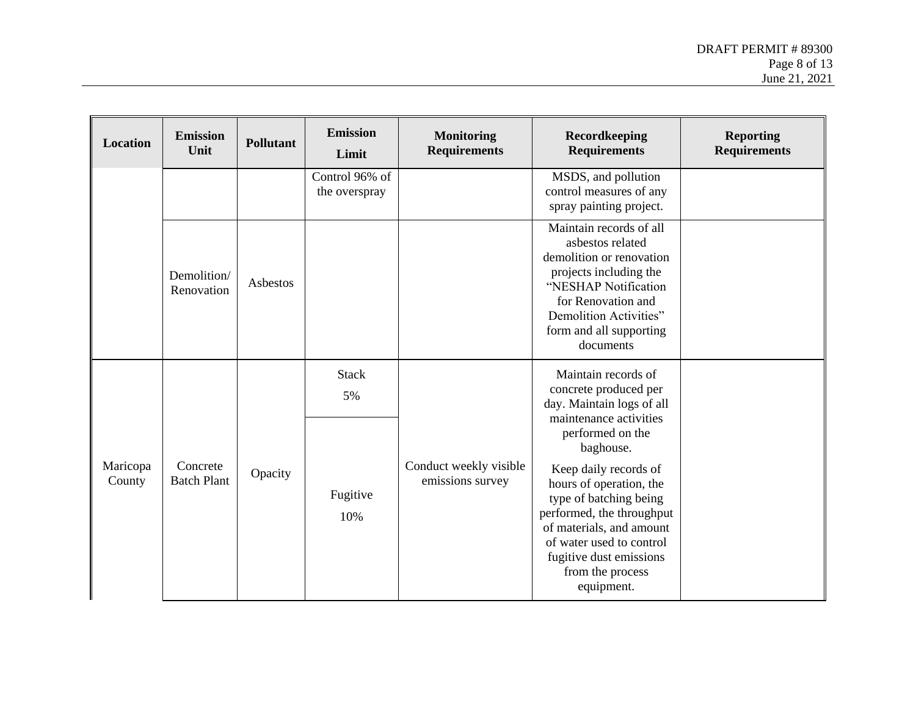| Location | Emission Unit | Pollutant | Emission Limit | Monitoring Requirements | Recordkeeping Requirements | Reporting Requirements |
|---|---|---|---|---|---|---|
| | | | Control 96% of the overspray | | MSDS, and pollution control measures of any spray painting project. | |
| | Demolition/ Renovation | Asbestos | | | Maintain records of all asbestos related demolition or renovation projects including the "NESHAP Notification for Renovation and Demolition Activities" form and all supporting documents | |
| Maricopa County | Concrete Batch Plant | Opacity | Stack 5% | Conduct weekly visible emissions survey | Maintain records of concrete produced per day. Maintain logs of all maintenance activities performed on the baghouse. Keep daily records of hours of operation, the type of batching being performed, the throughput of materials, and amount of water used to control fugitive dust emissions from the process equipment. | |
| | | | Fugitive 10% | | | |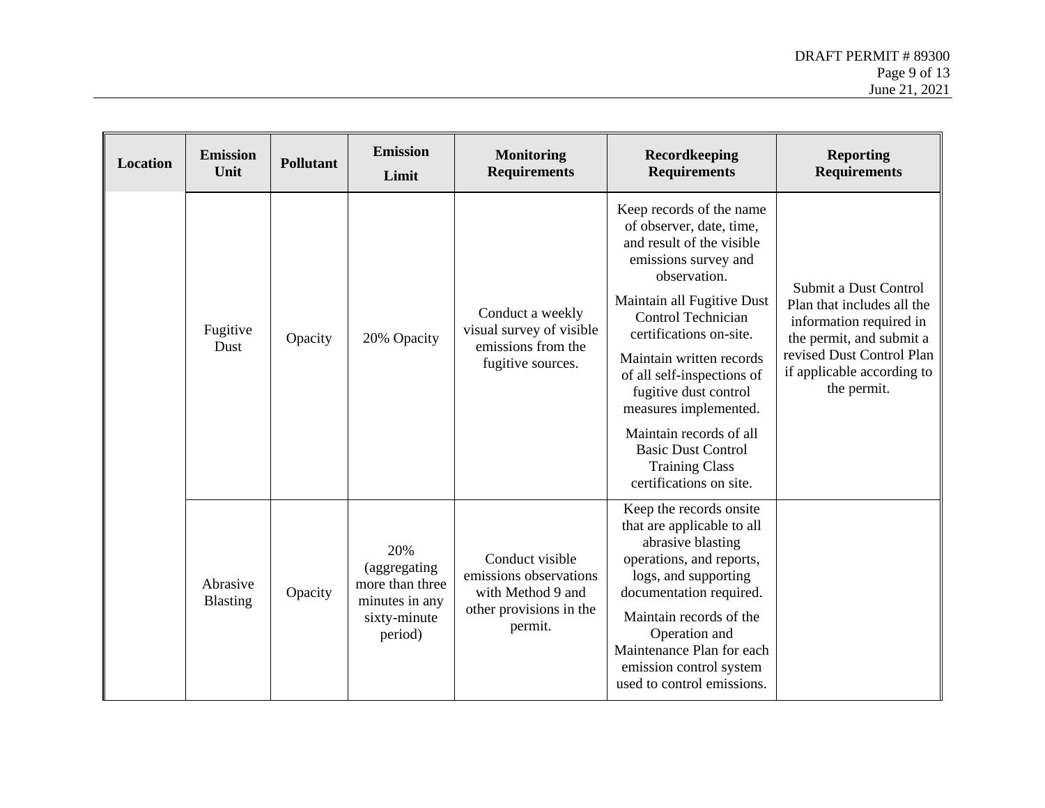| Location | Emission Unit | Pollutant | Emission Limit | Monitoring Requirements | Recordkeeping Requirements | Reporting Requirements |
|---|---|---|---|---|---|---|
| | Fugitive Dust | Opacity | 20% Opacity | Conduct a weekly visual survey of visible emissions from the fugitive sources. | Keep records of the name of observer, date, time, and result of the visible emissions survey and observation.<br><br>Maintain all Fugitive Dust Control Technician certifications on-site.<br><br>Maintain written records of all self-inspections of fugitive dust control measures implemented.<br><br>Maintain records of all Basic Dust Control Training Class certifications on site. | Submit a Dust Control Plan that includes all the information required in the permit, and submit a revised Dust Control Plan if applicable according to the permit. |
| | Abrasive Blasting | Opacity | 20% (aggregating more than three minutes in any sixty-minute period) | Conduct visible emissions observations with Method 9 and other provisions in the permit. | Keep the records onsite that are applicable to all abrasive blasting operations, and reports, logs, and supporting documentation required.<br><br>Maintain records of the Operation and Maintenance Plan for each emission control system used to control emissions. | |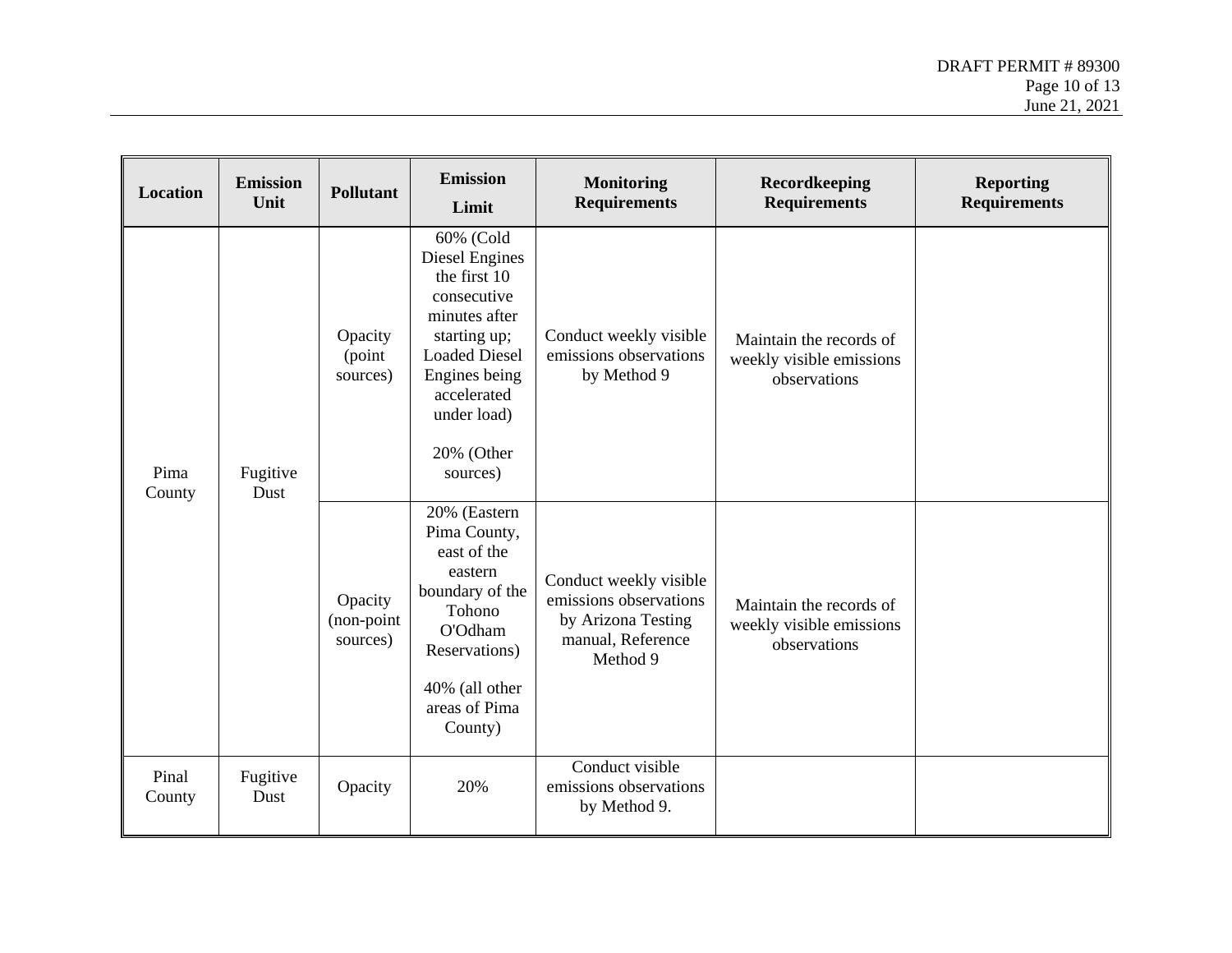| Location | Emission Unit | Pollutant | Emission Limit | Monitoring Requirements | Recordkeeping Requirements | Reporting Requirements |
|---|---|---|---|---|---|---|
| Pima County | Fugitive Dust | Opacity (point sources) | 60% (Cold Diesel Engines the first 10 consecutive minutes after starting up; Loaded Diesel Engines being accelerated under load)<br><br>20% (Other sources) | Conduct weekly visible emissions observations by Method 9 | Maintain the records of weekly visible emissions observations | |
| | | Opacity (non-point sources) | 20% (Eastern Pima County, east of the eastern boundary of the Tohono O'Odham Reservations)<br><br>40% (all other areas of Pima County) | Conduct weekly visible emissions observations by Arizona Testing manual, Reference Method 9 | Maintain the records of weekly visible emissions observations | |
| Pinal County | Fugitive Dust | Opacity | 20% | Conduct visible emissions observations by Method 9. | | |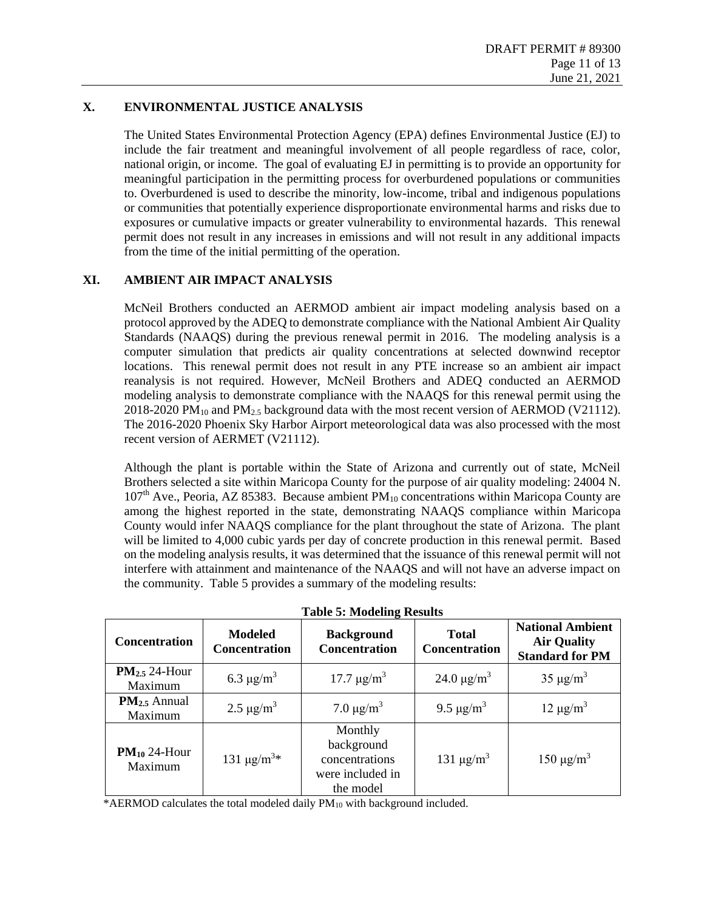## X. ENVIRONMENTAL JUSTICE ANALYSIS

The United States Environmental Protection Agency (EPA) defines Environmental Justice (EJ) to include the fair treatment and meaningful involvement of all people regardless of race, color, national origin, or income. The goal of evaluating EJ in permitting is to provide an opportunity for meaningful participation in the permitting process for overburdened populations or communities to. Overburdened is used to describe the minority, low-income, tribal and indigenous populations or communities that potentially experience disproportionate environmental harms and risks due to exposures or cumulative impacts or greater vulnerability to environmental hazards. This renewal permit does not result in any increases in emissions and will not result in any additional impacts from the time of the initial permitting of the operation.

## XI. AMBIENT AIR IMPACT ANALYSIS

McNeil Brothers conducted an AERMOD ambient air impact modeling analysis based on a protocol approved by the ADEQ to demonstrate compliance with the National Ambient Air Quality Standards (NAAQS) during the previous renewal permit in 2016. The modeling analysis is a computer simulation that predicts air quality concentrations at selected downwind receptor locations. This renewal permit does not result in any PTE increase so an ambient air impact reanalysis is not required. However, McNeil Brothers and ADEQ conducted an AERMOD modeling analysis to demonstrate compliance with the NAAQS for this renewal permit using the 2018-2020 $PM_{10}$ and $PM_{2.5}$ background data with the most recent version of AERMOD (V21112). The 2016-2020 Phoenix Sky Harbor Airport meteorological data was also processed with the most recent version of AERMET (V21112).

Although the plant is portable within the State of Arizona and currently out of state, McNeil Brothers selected a site within Maricopa County for the purpose of air quality modeling: 24004 N. $107^{th}$ Ave., Peoria, AZ 85383. Because ambient $PM_{10}$ concentrations within Maricopa County are among the highest reported in the state, demonstrating NAAQS compliance within Maricopa County would infer NAAQS compliance for the plant throughout the state of Arizona. The plant will be limited to 4,000 cubic yards per day of concrete production in this renewal permit. Based on the modeling analysis results, it was determined that the issuance of this renewal permit will not interfere with attainment and maintenance of the NAAQS and will not have an adverse impact on the community. Table 5 provides a summary of the modeling results:

**Table 5: Modeling Results**

| Concentration | Modeled Concentration | Background Concentration | Total Concentration | National Ambient Air Quality Standard for PM |
|---|---|---|---|---|
| **$PM_{2.5}$ 24-Hour Maximum** | 6.3 μg/m$^3$ | 17.7 μg/m$^3$ | 24.0 μg/m$^3$ | 35 μg/m$^3$ |
| **$PM_{2.5}$ Annual Maximum** | 2.5 μg/m$^3$ | 7.0 μg/m$^3$ | 9.5 μg/m$^3$ | 12 μg/m$^3$ |
| **$PM_{10}$ 24-Hour Maximum** | 131 μg/m$^3$* | Monthly background concentrations were included in the model | 131 μg/m$^3$ | 150 μg/m$^3$ |

*AERMOD calculates the total modeled daily $PM_{10}$ with background included.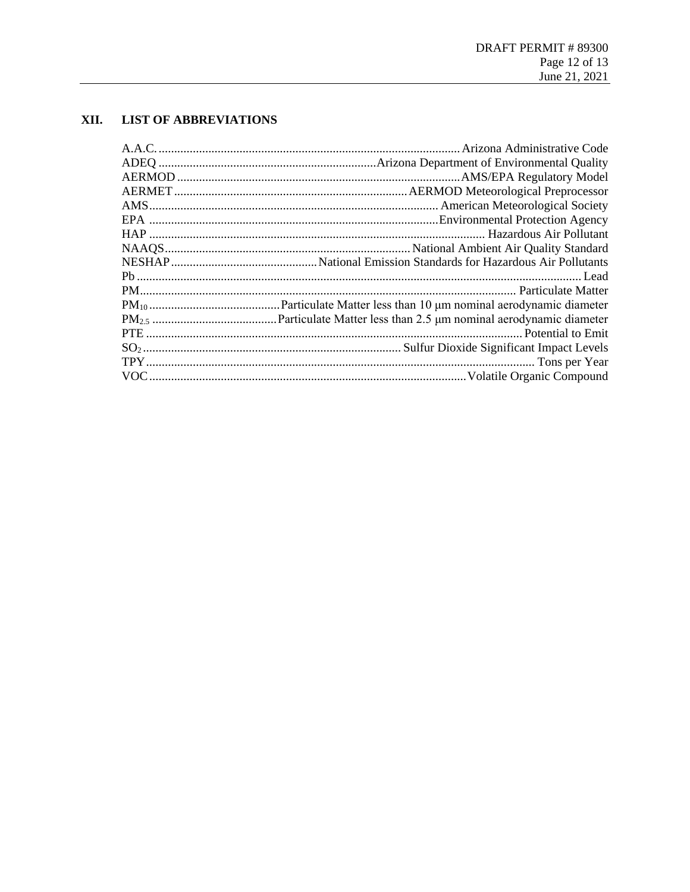## XII. LIST OF ABBREVIATIONS

A.A.C. ................................................................ Arizona Administrative Code
ADEQ ................................................................ Arizona Department of Environmental Quality
AERMOD ................................................................ AMS/EPA Regulatory Model
AERMET ................................................................ AERMOD Meteorological Preprocessor
AMS ................................................................ American Meteorological Society
EPA ................................................................ Environmental Protection Agency
HAP ................................................................ Hazardous Air Pollutant
NAAQS ................................................................ National Ambient Air Quality Standard
NESHAP ................................................................ National Emission Standards for Hazardous Air Pollutants
Pb ................................................................ Lead
PM ................................................................ Particulate Matter
$PM_{10}$ ................................................................ Particulate Matter less than 10 µm nominal aerodynamic diameter
$PM_{2.5}$ ................................................................ Particulate Matter less than 2.5 µm nominal aerodynamic diameter
PTE ................................................................ Potential to Emit
$SO_2$ ................................................................ Sulfur Dioxide Significant Impact Levels
TPY ................................................................ Tons per Year
VOC ................................................................ Volatile Organic Compound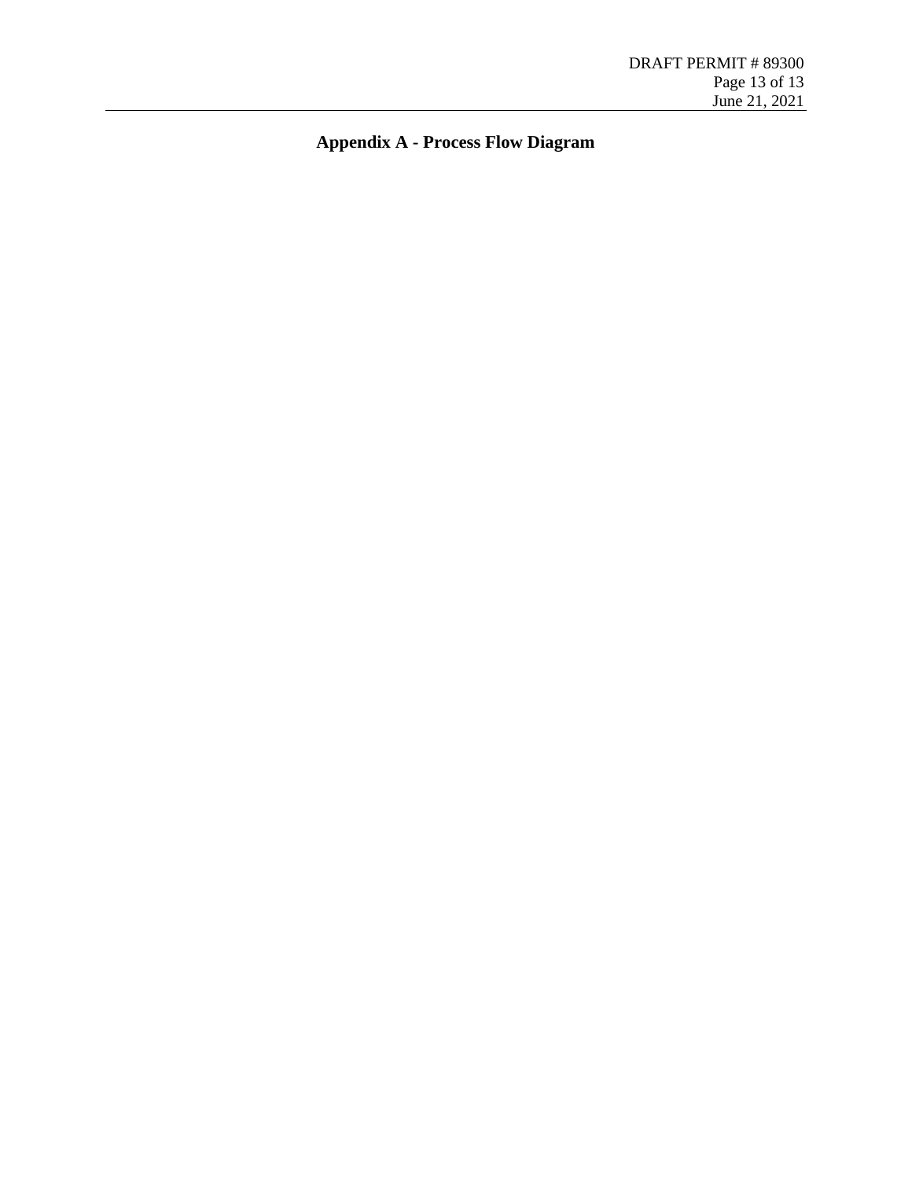## Appendix A - Process Flow Diagram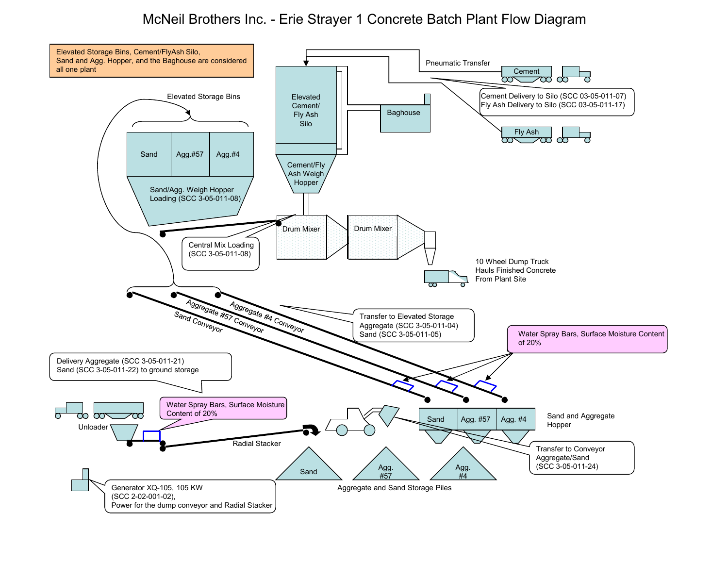# McNeil Brothers Inc. - Erie Strayer 1 Concrete Batch Plant Flow Diagram

Elevated Storage Bins, Cement/FlyAsh Silo, Sand and Agg. Hopper, and the Baghouse are considered all one plant

Elevated Storage Bins

Sand

Agg.#57

Agg.#4

Sand/Agg. Weigh Hopper Loading (SCC 3-05-011-08)

Pneumatic Transfer

Elevated Cement/ Fly Ash Silo

Baghouse

Cement

Cement Delivery to Silo (SCC 03-05-011-07)
Fly Ash Delivery to Silo (SCC 03-05-011-17)

Fly Ash

Cement/Fly Ash Weigh Hopper

Drum Mixer

Drum Mixer

Central Mix Loading (SCC 3-05-011-08)

10 Wheel Dump Truck Hauls Finished Concrete From Plant Site

Aggregate #4 Conveyor

Aggregate #57 Conveyor

Sand Conveyor

Transfer to Elevated Storage
Aggregate (SCC 3-05-011-04)
Sand (SCC 3-05-011-05)

Water Spray Bars, Surface Moisture Content of 20%

Delivery Aggregate (SCC 3-05-011-21)
Sand (SCC 3-05-011-22) to ground storage

Water Spray Bars, Surface Moisture Content of 20%

Unloader

Radial Stacker

Sand

Agg. #57

Agg. #4

Sand and Aggregate Hopper

Transfer to Conveyor
Aggregate/Sand
(SCC 3-05-011-24)

Sand

Agg. #57

Agg. #4

Aggregate and Sand Storage Piles

Generator XQ-105, 105 KW
(SCC 2-02-001-02),
Power for the dump conveyor and Radial Stacker